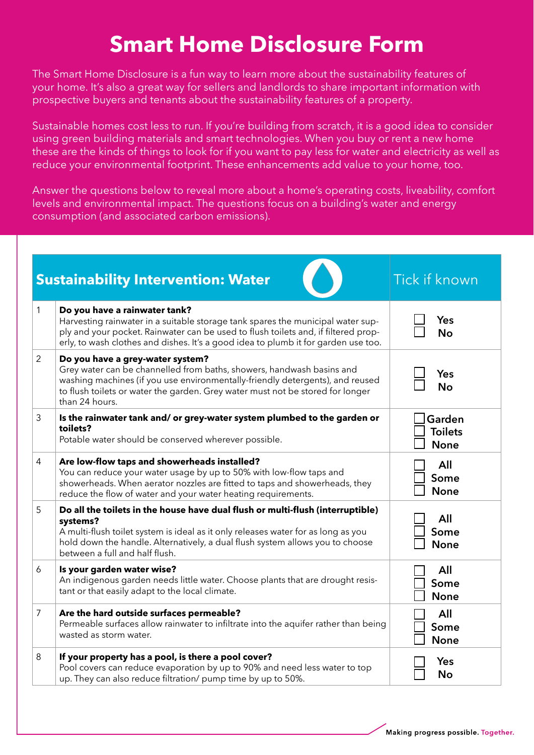# Smart Home Disclosure Form

The Smart Home Disclosure is a fun way to learn more about the sustainability features of your home. It's also a great way for sellers and landlords to share important information with prospective buyers and tenants about the sustainability features of a property.

Sustainable homes cost less to run. If you're building from scratch, it is a good idea to consider using green building materials and smart technologies. When you buy or rent a new home these are the kinds of things to look for if you want to pay less for water and electricity as well as reduce your environmental footprint. These enhancements add value to your home, too.

Answer the questions below to reveal more about a home's operating costs, liveability, comfort levels and environmental impact. The questions focus on a building's water and energy consumption (and associated carbon emissions).

| | Sustainability Intervention: Water | Tick if known |
|---|---|---|
| 1 | **Do you have a rainwater tank?**<br>Harvesting rainwater in a suitable storage tank spares the municipal water supply and your pocket. Rainwater can be used to flush toilets and, if filtered properly, to wash clothes and dishes. It's a good idea to plumb it for garden use too. | ☐ Yes<br>☐ No |
| 2 | **Do you have a grey-water system?**<br>Grey water can be channelled from baths, showers, handwash basins and washing machines (if you use environmentally-friendly detergents), and reused to flush toilets or water the garden. Grey water must not be stored for longer than 24 hours. | ☐ Yes<br>☐ No |
| 3 | **Is the rainwater tank and/ or grey-water system plumbed to the garden or toilets?**<br>Potable water should be conserved wherever possible. | ☐ Garden<br>☐ Toilets<br>☐ None |
| 4 | **Are low-flow taps and showerheads installed?**<br>You can reduce your water usage by up to 50% with low-flow taps and showerheads. When aerator nozzles are fitted to taps and showerheads, they reduce the flow of water and your water heating requirements. | ☐ All<br>☐ Some<br>☐ None |
| 5 | **Do all the toilets in the house have dual flush or multi-flush (interruptible) systems?**<br>A multi-flush toilet system is ideal as it only releases water for as long as you hold down the handle. Alternatively, a dual flush system allows you to choose between a full and half flush. | ☐ All<br>☐ Some<br>☐ None |
| 6 | **Is your garden water wise?**<br>An indigenous garden needs little water. Choose plants that are drought resistant or that easily adapt to the local climate. | ☐ All<br>☐ Some<br>☐ None |
| 7 | **Are the hard outside surfaces permeable?**<br>Permeable surfaces allow rainwater to infiltrate into the aquifer rather than being wasted as storm water. | ☐ All<br>☐ Some<br>☐ None |
| 8 | **If your property has a pool, is there a pool cover?**<br>Pool covers can reduce evaporation by up to 90% and need less water to top up. They can also reduce filtration/ pump time by up to 50%. | ☐ Yes<br>☐ No |

Making progress possible. Together.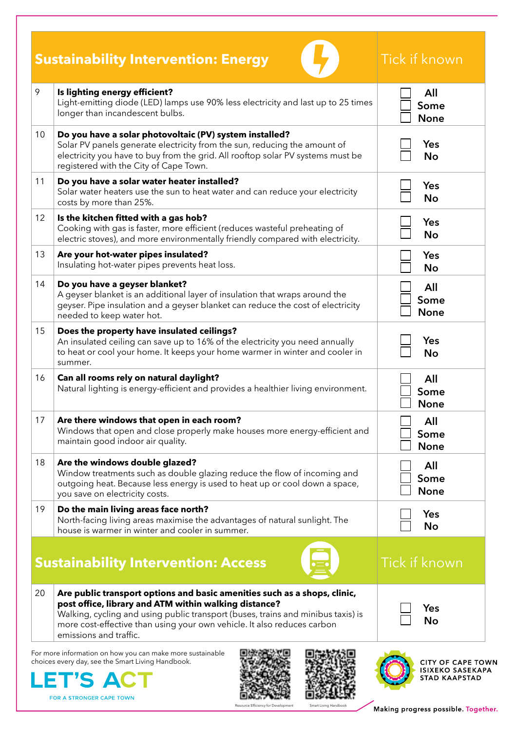| Sustainability Intervention: Energy | | Tick if known |
|---|---|---|
| 9 | **Is lighting energy efficient?** Light-emitting diode (LED) lamps use 90% less electricity and last up to 25 times longer than incandescent bulbs. | ☐ All ☐ Some ☐ None |
| 10 | **Do you have a solar photovoltaic (PV) system installed?** Solar PV panels generate electricity from the sun, reducing the amount of electricity you have to buy from the grid. All rooftop solar PV systems must be registered with the City of Cape Town. | ☐ Yes ☐ No |
| 11 | **Do you have a solar water heater installed?** Solar water heaters use the sun to heat water and can reduce your electricity costs by more than 25%. | ☐ Yes ☐ No |
| 12 | **Is the kitchen fitted with a gas hob?** Cooking with gas is faster, more efficient (reduces wasteful preheating of electric stoves), and more environmentally friendly compared with electricity. | ☐ Yes ☐ No |
| 13 | **Are your hot-water pipes insulated?** Insulating hot-water pipes prevents heat loss. | ☐ Yes ☐ No |
| 14 | **Do you have a geyser blanket?** A geyser blanket is an additional layer of insulation that wraps around the geyser. Pipe insulation and a geyser blanket can reduce the cost of electricity needed to keep water hot. | ☐ All ☐ Some ☐ None |
| 15 | **Does the property have insulated ceilings?** An insulated ceiling can save up to 16% of the electricity you need annually to heat or cool your home. It keeps your home warmer in winter and cooler in summer. | ☐ Yes ☐ No |
| 16 | **Can all rooms rely on natural daylight?** Natural lighting is energy-efficient and provides a healthier living environment. | ☐ All ☐ Some ☐ None |
| 17 | **Are there windows that open in each room?** Windows that open and close properly make houses more energy-efficient and maintain good indoor air quality. | ☐ All ☐ Some ☐ None |
| 18 | **Are the windows double glazed?** Window treatments such as double glazing reduce the flow of incoming and outgoing heat. Because less energy is used to heat up or cool down a space, you save on electricity costs. | ☐ All ☐ Some ☐ None |
| 19 | **Do the main living areas face north?** North-facing living areas maximise the advantages of natural sunlight. The house is warmer in winter and cooler in summer. | ☐ Yes ☐ No |

| Sustainability Intervention: Access | | Tick if known |
|---|---|---|
| 20 | **Are public transport options and basic amenities such as a shops, clinic, post office, library and ATM within walking distance?** Walking, cycling and using public transport (buses, trains and minibus taxis) is more cost-effective than using your own vehicle. It also reduces carbon emissions and traffic. | ☐ Yes ☐ No |

For more information on how you can make more sustainable choices every day, see the Smart Living Handbook.

LET'S ACT
FOR A STRONGER CAPE TOWN

Resource Efficiency for Development

Smart Living Handbook

CITY OF CAPE TOWN
ISIXEKO SASEKAPA
STAD KAAPSTAD

Making progress possible. Together.